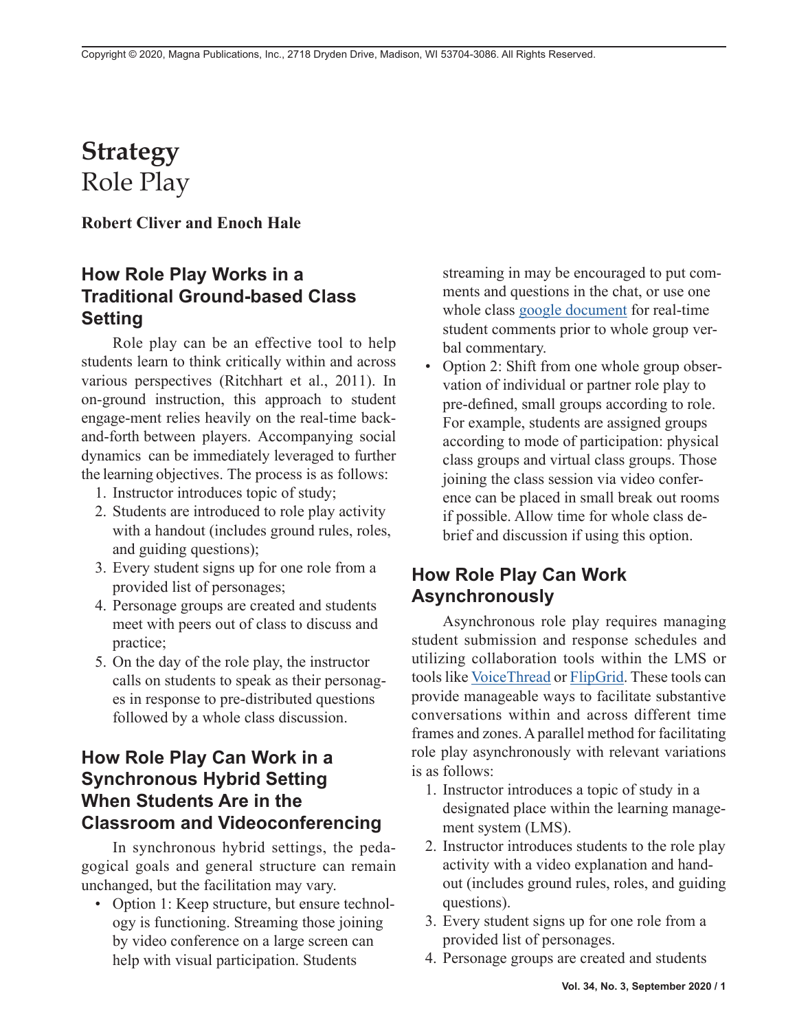# Strategy

# Role Play

**Robert Cliver and Enoch Hale**

## How Role Play Works in a Traditional Ground-based Class Setting

Role play can be an effective tool to help students learn to think critically within and across various perspectives (Ritchhart et al., 2011). In on-ground instruction, this approach to student engage-ment relies heavily on the real-time back-and-forth between players. Accompanying social dynamics can be immediately leveraged to further the learning objectives. The process is as follows:

1. Instructor introduces topic of study;
2. Students are introduced to role play activity with a handout (includes ground rules, roles, and guiding questions);
3. Every student signs up for one role from a provided list of personages;
4. Personage groups are created and students meet with peers out of class to discuss and practice;
5. On the day of the role play, the instructor calls on students to speak as their personages in response to pre-distributed questions followed by a whole class discussion.

## How Role Play Can Work in a Synchronous Hybrid Setting When Students Are in the Classroom and Videoconferencing

In synchronous hybrid settings, the pedagogical goals and general structure can remain unchanged, but the facilitation may vary.

- Option 1: Keep structure, but ensure technology is functioning. Streaming those joining by video conference on a large screen can help with visual participation. Students streaming in may be encouraged to put comments and questions in the chat, or use one whole class google document for real-time student comments prior to whole group verbal commentary.
- Option 2: Shift from one whole group observation of individual or partner role play to pre-defined, small groups according to role. For example, students are assigned groups according to mode of participation: physical class groups and virtual class groups. Those joining the class session via video conference can be placed in small break out rooms if possible. Allow time for whole class debrief and discussion if using this option.

## How Role Play Can Work Asynchronously

Asynchronous role play requires managing student submission and response schedules and utilizing collaboration tools within the LMS or tools like VoiceThread or FlipGrid. These tools can provide manageable ways to facilitate substantive conversations within and across different time frames and zones. A parallel method for facilitating role play asynchronously with relevant variations is as follows:

1. Instructor introduces a topic of study in a designated place within the learning management system (LMS).
2. Instructor introduces students to the role play activity with a video explanation and handout (includes ground rules, roles, and guiding questions).
3. Every student signs up for one role from a provided list of personages.
4. Personage groups are created and students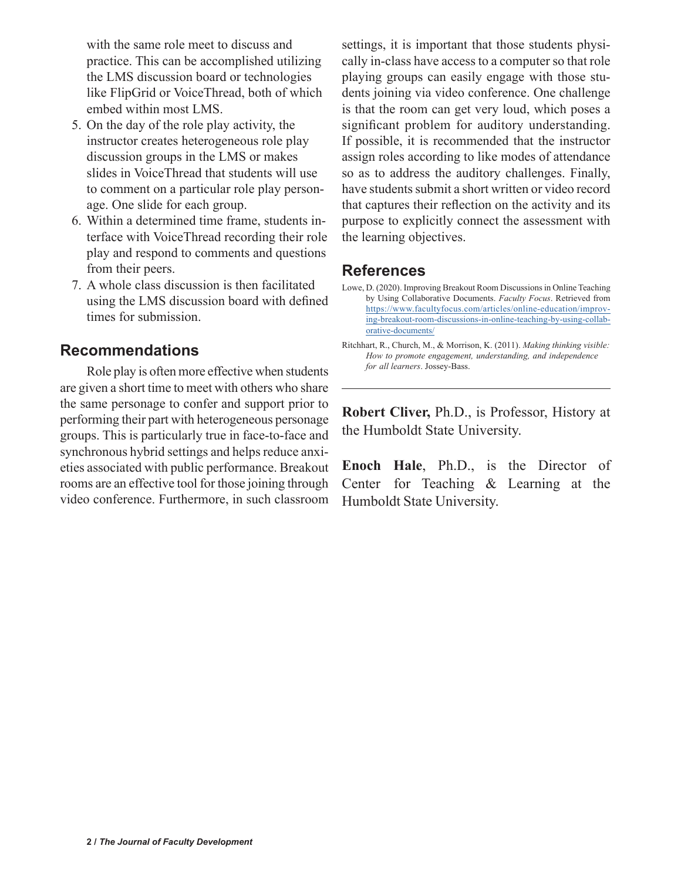with the same role meet to discuss and practice. This can be accomplished utilizing the LMS discussion board or technologies like FlipGrid or VoiceThread, both of which embed within most LMS.

5. On the day of the role play activity, the instructor creates heterogeneous role play discussion groups in the LMS or makes slides in VoiceThread that students will use to comment on a particular role play personage. One slide for each group.
6. Within a determined time frame, students interface with VoiceThread recording their role play and respond to comments and questions from their peers.
7. A whole class discussion is then facilitated using the LMS discussion board with defined times for submission.

## Recommendations

Role play is often more effective when students are given a short time to meet with others who share the same personage to confer and support prior to performing their part with heterogeneous personage groups. This is particularly true in face-to-face and synchronous hybrid settings and helps reduce anxieties associated with public performance. Breakout rooms are an effective tool for those joining through video conference. Furthermore, in such classroom settings, it is important that those students physically in-class have access to a computer so that role playing groups can easily engage with those students joining via video conference. One challenge is that the room can get very loud, which poses a significant problem for auditory understanding. If possible, it is recommended that the instructor assign roles according to like modes of attendance so as to address the auditory challenges. Finally, have students submit a short written or video record that captures their reflection on the activity and its purpose to explicitly connect the assessment with the learning objectives.

## References

Lowe, D. (2020). Improving Breakout Room Discussions in Online Teaching by Using Collaborative Documents. *Faculty Focus*. Retrieved from https://www.facultyfocus.com/articles/online-education/improving-breakout-room-discussions-in-online-teaching-by-using-collaborative-documents/

Ritchhart, R., Church, M., & Morrison, K. (2011). *Making thinking visible: How to promote engagement, understanding, and independence for all learners*. Jossey-Bass.

---

**Robert Cliver,** Ph.D., is Professor, History at the Humboldt State University.

**Enoch Hale**, Ph.D., is the Director of Center for Teaching & Learning at the Humboldt State University.